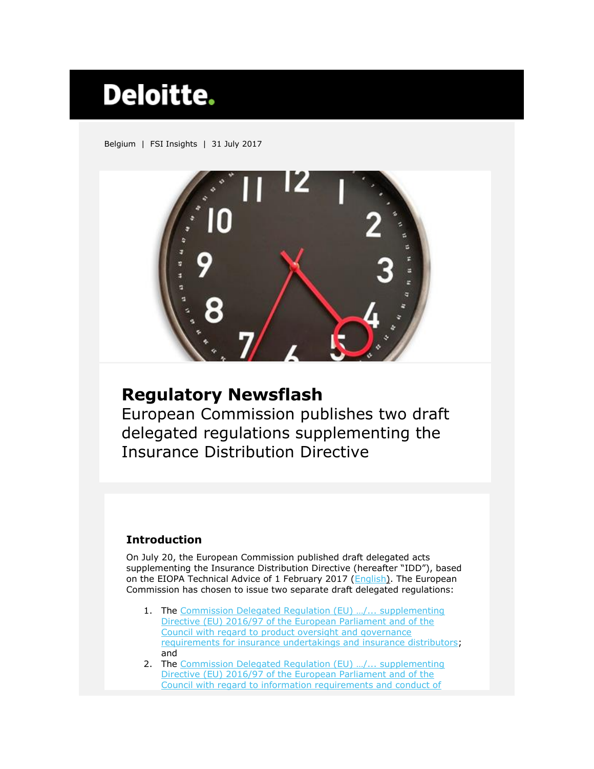Deloitte.

Belgium | FSI Insights | 31 July 2017

# Regulatory Newsflash

European Commission publishes two draft delegated regulations supplementing the Insurance Distribution Directive

## Introduction

On July 20, the European Commission published draft delegated acts supplementing the Insurance Distribution Directive (hereafter "IDD"), based on the EIOPA Technical Advice of 1 February 2017 (English). The European Commission has chosen to issue two separate draft delegated regulations:

1. The Commission Delegated Regulation (EU) …/... supplementing Directive (EU) 2016/97 of the European Parliament and of the Council with regard to product oversight and governance requirements for insurance undertakings and insurance distributors; and
2. The Commission Delegated Regulation (EU) …/... supplementing Directive (EU) 2016/97 of the European Parliament and of the Council with regard to information requirements and conduct of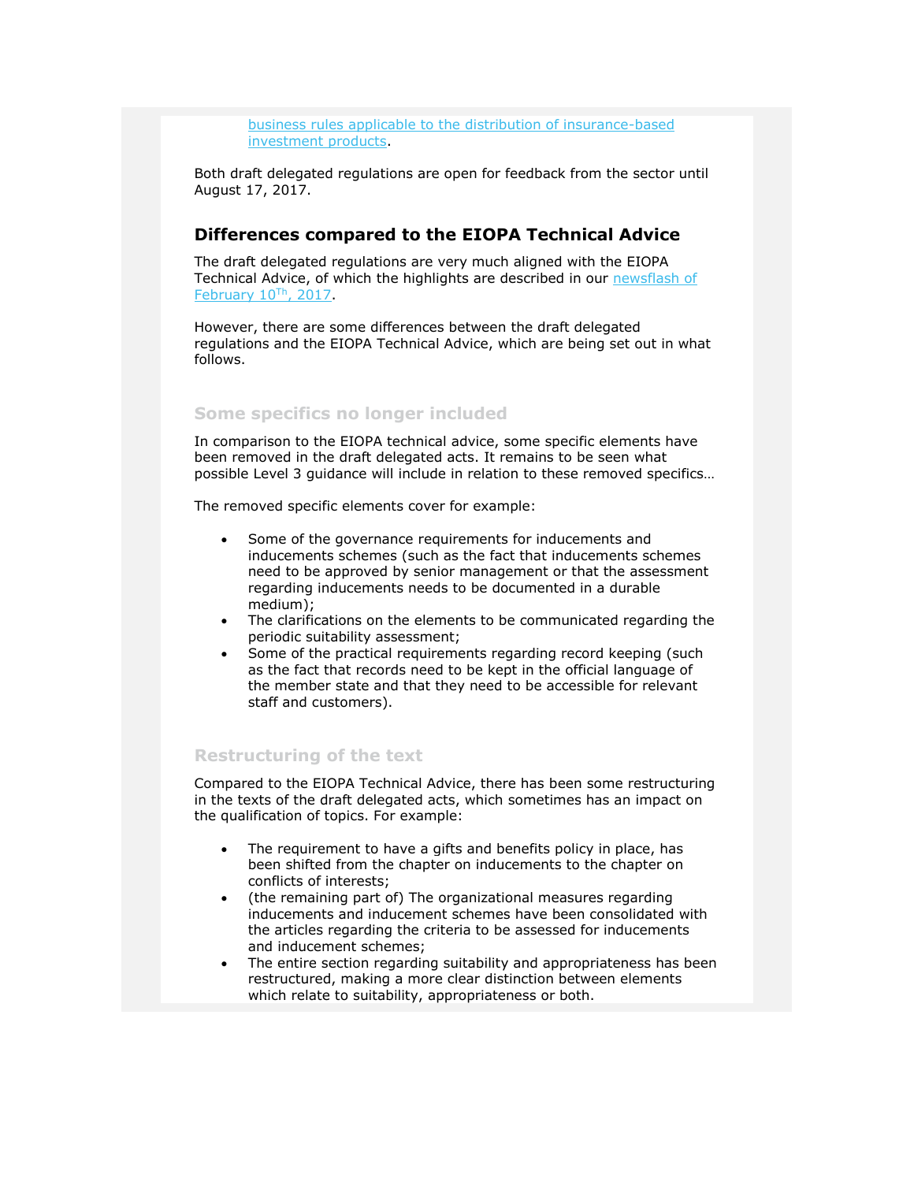business rules applicable to the distribution of insurance-based investment products.

Both draft delegated regulations are open for feedback from the sector until August 17, 2017.

## Differences compared to the EIOPA Technical Advice

The draft delegated regulations are very much aligned with the EIOPA Technical Advice, of which the highlights are described in our newsflash of February 10Th, 2017.

However, there are some differences between the draft delegated regulations and the EIOPA Technical Advice, which are being set out in what follows.

### Some specifics no longer included

In comparison to the EIOPA technical advice, some specific elements have been removed in the draft delegated acts. It remains to be seen what possible Level 3 guidance will include in relation to these removed specifics…

The removed specific elements cover for example:

- Some of the governance requirements for inducements and inducements schemes (such as the fact that inducements schemes need to be approved by senior management or that the assessment regarding inducements needs to be documented in a durable medium);
- The clarifications on the elements to be communicated regarding the periodic suitability assessment;
- Some of the practical requirements regarding record keeping (such as the fact that records need to be kept in the official language of the member state and that they need to be accessible for relevant staff and customers).

### Restructuring of the text

Compared to the EIOPA Technical Advice, there has been some restructuring in the texts of the draft delegated acts, which sometimes has an impact on the qualification of topics. For example:

- The requirement to have a gifts and benefits policy in place, has been shifted from the chapter on inducements to the chapter on conflicts of interests;
- (the remaining part of) The organizational measures regarding inducements and inducement schemes have been consolidated with the articles regarding the criteria to be assessed for inducements and inducement schemes;
- The entire section regarding suitability and appropriateness has been restructured, making a more clear distinction between elements which relate to suitability, appropriateness or both.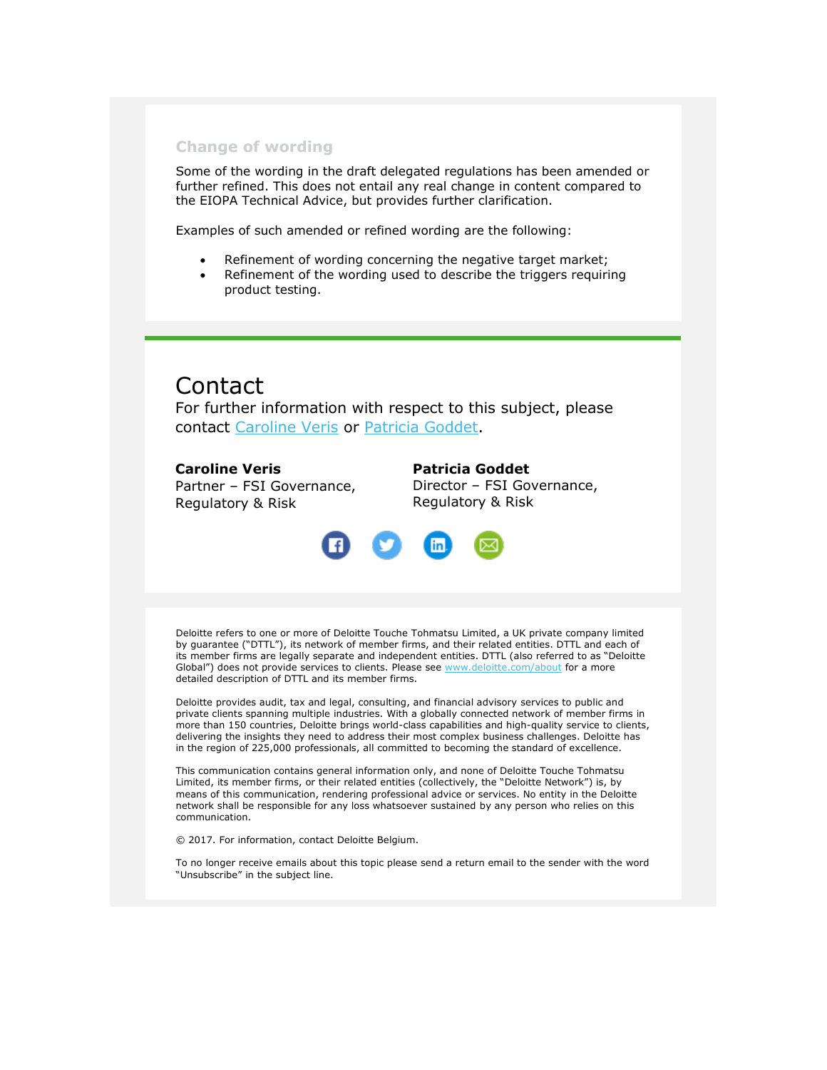### Change of wording

Some of the wording in the draft delegated regulations has been amended or further refined. This does not entail any real change in content compared to the EIOPA Technical Advice, but provides further clarification.

Examples of such amended or refined wording are the following:

- Refinement of wording concerning the negative target market;
- Refinement of the wording used to describe the triggers requiring product testing.

## Contact

For further information with respect to this subject, please contact Caroline Veris or Patricia Goddet.

**Caroline Veris**
Partner – FSI Governance, Regulatory & Risk

**Patricia Goddet**
Director – FSI Governance, Regulatory & Risk

Deloitte refers to one or more of Deloitte Touche Tohmatsu Limited, a UK private company limited by guarantee ("DTTL"), its network of member firms, and their related entities. DTTL and each of its member firms are legally separate and independent entities. DTTL (also referred to as "Deloitte Global") does not provide services to clients. Please see www.deloitte.com/about for a more detailed description of DTTL and its member firms.

Deloitte provides audit, tax and legal, consulting, and financial advisory services to public and private clients spanning multiple industries. With a globally connected network of member firms in more than 150 countries, Deloitte brings world-class capabilities and high-quality service to clients, delivering the insights they need to address their most complex business challenges. Deloitte has in the region of 225,000 professionals, all committed to becoming the standard of excellence.

This communication contains general information only, and none of Deloitte Touche Tohmatsu Limited, its member firms, or their related entities (collectively, the "Deloitte Network") is, by means of this communication, rendering professional advice or services. No entity in the Deloitte network shall be responsible for any loss whatsoever sustained by any person who relies on this communication.

© 2017. For information, contact Deloitte Belgium.

To no longer receive emails about this topic please send a return email to the sender with the word "Unsubscribe" in the subject line.